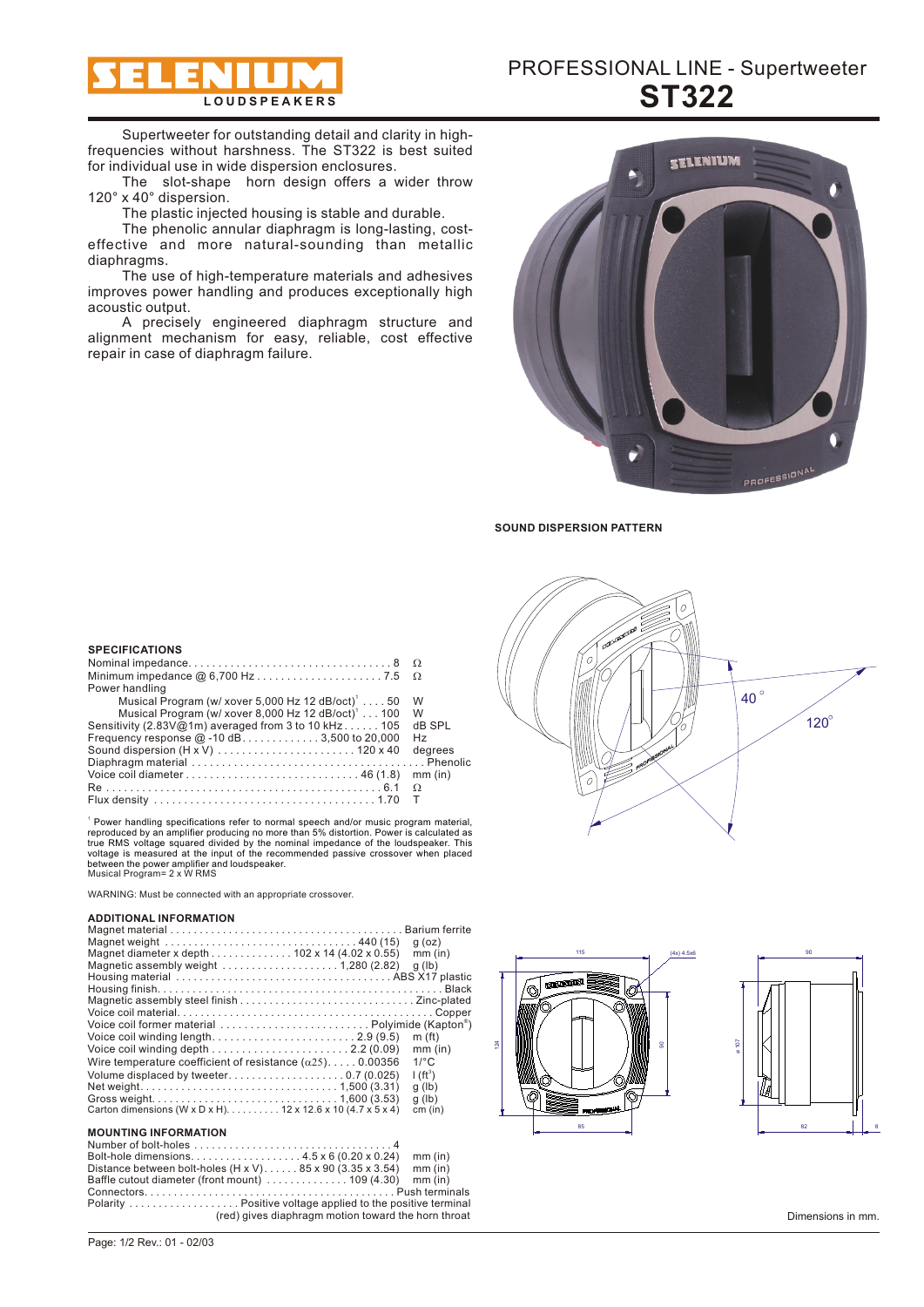# SELENIUM LOUDSPEAKERS

## PROFESSIONAL LINE - Supertweeter

# ST322

Supertweeter for outstanding detail and clarity in high-frequencies without harshness. The ST322 is best suited for individual use in wide dispersion enclosures.

The slot-shape horn design offers a wider throw 120° x 40° dispersion.

The plastic injected housing is stable and durable.

The phenolic annular diaphragm is long-lasting, cost-effective and more natural-sounding than metallic diaphragms.

The use of high-temperature materials and adhesives improves power handling and produces exceptionally high acoustic output.

A precisely engineered diaphragm structure and alignment mechanism for easy, reliable, cost effective repair in case of diaphragm failure.

**SOUND DISPERSION PATTERN**

40°

120°

### SPECIFICATIONS

| | | |
|---|---|---|
| Nominal impedance | 8 | Ω |
| Minimum impedance @ 6,700 Hz | 7.5 | Ω |
| Power handling | | |
| Musical Program (w/ xover 5,000 Hz 12 dB/oct)[1] | 50 | W |
| Musical Program (w/ xover 8,000 Hz 12 dB/oct)[1] | 100 | W |
| Sensitivity (2.83V@1m) averaged from 3 to 10 kHz | 105 | dB SPL |
| Frequency response @ -10 dB | 3,500 to 20,000 | Hz |
| Sound dispersion (H x V) | 120 x 40 | degrees |
| Diaphragm material | Phenolic | |
| Voice coil diameter | 46 (1.8) | mm (in) |
| Re | 6.1 | Ω |
| Flux density | 1.70 | T |

[1] Power handling specifications refer to normal speech and/or music program material, reproduced by an amplifier producing no more than 5% distortion. Power is calculated as true RMS voltage squared divided by the nominal impedance of the loudspeaker. This voltage is measured at the input of the recommended passive crossover when placed between the power amplifier and loudspeaker.
Musical Program= 2 x W RMS

WARNING: Must be connected with an appropriate crossover.

### ADDITIONAL INFORMATION

| | | |
|---|---|---|
| Magnet material | Barium ferrite | |
| Magnet weight | 440 (15) | g (oz) |
| Magnet diameter x depth | 102 x 14 (4.02 x 0.55) | mm (in) |
| Magnetic assembly weight | 1,280 (2.82) | g (lb) |
| Housing material | ABS X17 plastic | |
| Housing finish | Black | |
| Magnetic assembly steel finish | Zinc-plated | |
| Voice coil material | Copper | |
| Voice coil former material | Polyimide (Kapton®) | |
| Voice coil winding length | 2.9 (9.5) | m (ft) |
| Voice coil winding depth | 2.2 (0.09) | mm (in) |
| Wire temperature coefficient of resistance ($\alpha 25$) | 0.00356 | 1/°C |
| Volume displaced by tweeter | 0.7 (0.025) | l ($ft^3$) |
| Net weight | 1,500 (3.31) | g (lb) |
| Gross weight | 1,600 (3.53) | g (lb) |
| Carton dimensions (W x D x H) | 12 x 12.6 x 10 (4.7 x 5 x 4) | cm (in) |

### MOUNTING INFORMATION

| | | |
|---|---|---|
| Number of bolt-holes | 4 | |
| Bolt-hole dimensions | 4.5 x 6 (0.20 x 0.24) | mm (in) |
| Distance between bolt-holes (H x V) | 85 x 90 (3.35 x 3.54) | mm (in) |
| Baffle cutout diameter (front mount) | 109 (4.30) | mm (in) |
| Connectors | Push terminals | |
| Polarity | Positive voltage applied to the positive terminal (red) gives diaphragm motion toward the horn throat | |

115 (4x) 4.5x6 134 90 85 90 ø 107 82 8

Dimensions in mm.

Page: 1/2 Rev.: 01 - 02/03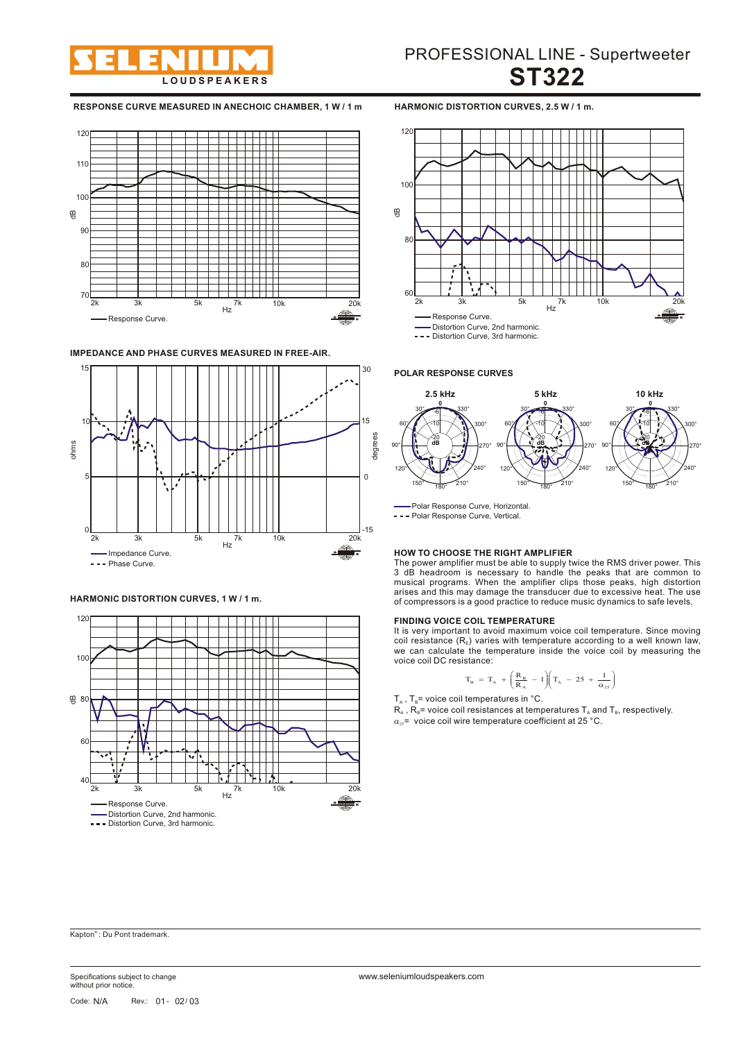# SELENIUM LOUDSPEAKERS

PROFESSIONAL LINE - Supertweeter

**ST322**

### RESPONSE CURVE MEASURED IN ANECHOIC CHAMBER, 1 W / 1 m

120
110
100
90
80
70
dB
2k 3k 5k 7k 10k 20k
Hz
Response Curve.

### HARMONIC DISTORTION CURVES, 2.5 W / 1 m.

120
100
80
60
dB
2k 3k 5k 7k 10k 20k
Hz
Response Curve.
Distortion Curve, 2nd harmonic.
Distortion Curve, 3rd harmonic.

### IMPEDANCE AND PHASE CURVES MEASURED IN FREE-AIR.

15
10
5
0
ohms
30
15
0
-15
degrees
2k 3k 5k 7k 10k 20k
Hz
Impedance Curve.
Phase Curve.

### POLAR RESPONSE CURVES

2.5 kHz
5 kHz
10 kHz
0 30° 60° 90° 120° 150° 180° 210° 240° 270° 300° 330°
-6 -10 -20 dB

Polar Response Curve, Horizontal.
Polar Response Curve, Vertical.

### HARMONIC DISTORTION CURVES, 1 W / 1 m.

120
100
80
60
40
dB
2k 3k 5k 7k 10k 20k
Hz
Response Curve.
Distortion Curve, 2nd harmonic.
Distortion Curve, 3rd harmonic.

### HOW TO CHOOSE THE RIGHT AMPLIFIER

The power amplifier must be able to supply twice the RMS driver power. This 3 dB headroom is necessary to handle the peaks that are common to musical programs. When the amplifier clips those peaks, high distortion arises and this may damage the transducer due to excessive heat. The use of compressors is a good practice to reduce music dynamics to safe levels.

### FINDING VOICE COIL TEMPERATURE

It is very important to avoid maximum voice coil temperature. Since moving coil resistance ($R_E$) varies with temperature according to a well known law, we can calculate the temperature inside the voice coil by measuring the voice coil DC resistance:

$$T_B = T_A + \left(\frac{R_B}{R_A} - 1\right)\left(T_A - 25 + \frac{1}{\alpha_{25}}\right)$$

$T_A$ , $T_B$ = voice coil temperatures in °C.

$R_A$ , $R_B$ = voice coil resistances at temperatures $T_A$ and $T_B$, respectively.

$\alpha_{25}$ = voice coil wire temperature coefficient at 25 °C.

Kapton®: Du Pont trademark.

Specifications subject to change without prior notice.

www.seleniumloudspeakers.com

Code: N/A Rev.: 01- 02/03